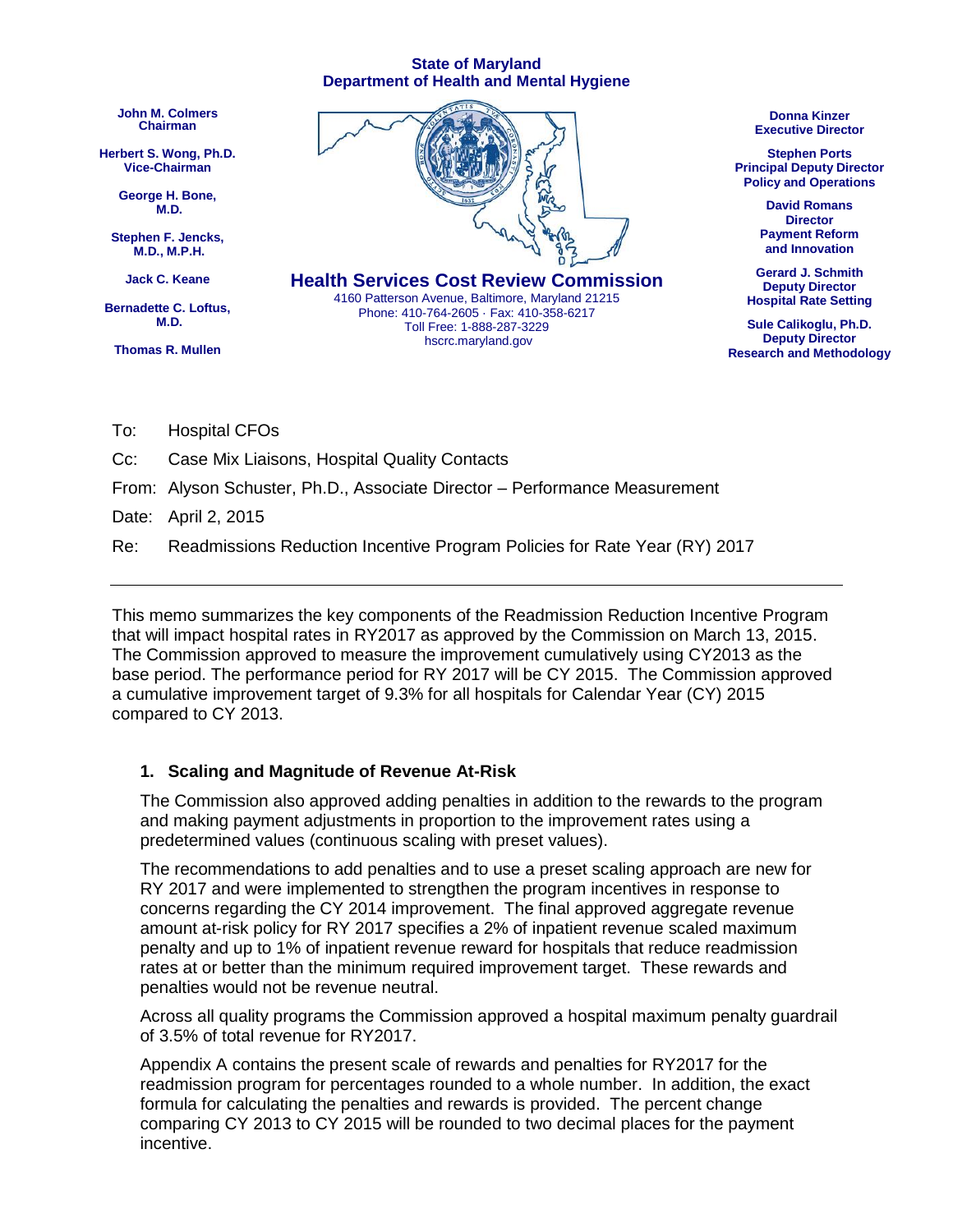State of Maryland
Department of Health and Mental Hygiene

John M. Colmers
Chairman

Herbert S. Wong, Ph.D.
Vice-Chairman

George H. Bone, M.D.

Stephen F. Jencks, M.D., M.P.H.

Jack C. Keane

Bernadette C. Loftus, M.D.

Thomas R. Mullen

**Health Services Cost Review Commission**
4160 Patterson Avenue, Baltimore, Maryland 21215
Phone: 410-764-2605 · Fax: 410-358-6217
Toll Free: 1-888-287-3229
hscrc.maryland.gov

Donna Kinzer
Executive Director

Stephen Ports
Principal Deputy Director
Policy and Operations

David Romans
Director
Payment Reform and Innovation

Gerard J. Schmith
Deputy Director
Hospital Rate Setting

Sule Calikoglu, Ph.D.
Deputy Director
Research and Methodology

To: Hospital CFOs

Cc: Case Mix Liaisons, Hospital Quality Contacts

From: Alyson Schuster, Ph.D., Associate Director – Performance Measurement

Date: April 2, 2015

Re: Readmissions Reduction Incentive Program Policies for Rate Year (RY) 2017

---

This memo summarizes the key components of the Readmission Reduction Incentive Program that will impact hospital rates in RY2017 as approved by the Commission on March 13, 2015. The Commission approved to measure the improvement cumulatively using CY2013 as the base period. The performance period for RY 2017 will be CY 2015. The Commission approved a cumulative improvement target of 9.3% for all hospitals for Calendar Year (CY) 2015 compared to CY 2013.

## 1. Scaling and Magnitude of Revenue At-Risk

The Commission also approved adding penalties in addition to the rewards to the program and making payment adjustments in proportion to the improvement rates using a predetermined values (continuous scaling with preset values).

The recommendations to add penalties and to use a preset scaling approach are new for RY 2017 and were implemented to strengthen the program incentives in response to concerns regarding the CY 2014 improvement. The final approved aggregate revenue amount at-risk policy for RY 2017 specifies a 2% of inpatient revenue scaled maximum penalty and up to 1% of inpatient revenue reward for hospitals that reduce readmission rates at or better than the minimum required improvement target. These rewards and penalties would not be revenue neutral.

Across all quality programs the Commission approved a hospital maximum penalty guardrail of 3.5% of total revenue for RY2017.

Appendix A contains the present scale of rewards and penalties for RY2017 for the readmission program for percentages rounded to a whole number. In addition, the exact formula for calculating the penalties and rewards is provided. The percent change comparing CY 2013 to CY 2015 will be rounded to two decimal places for the payment incentive.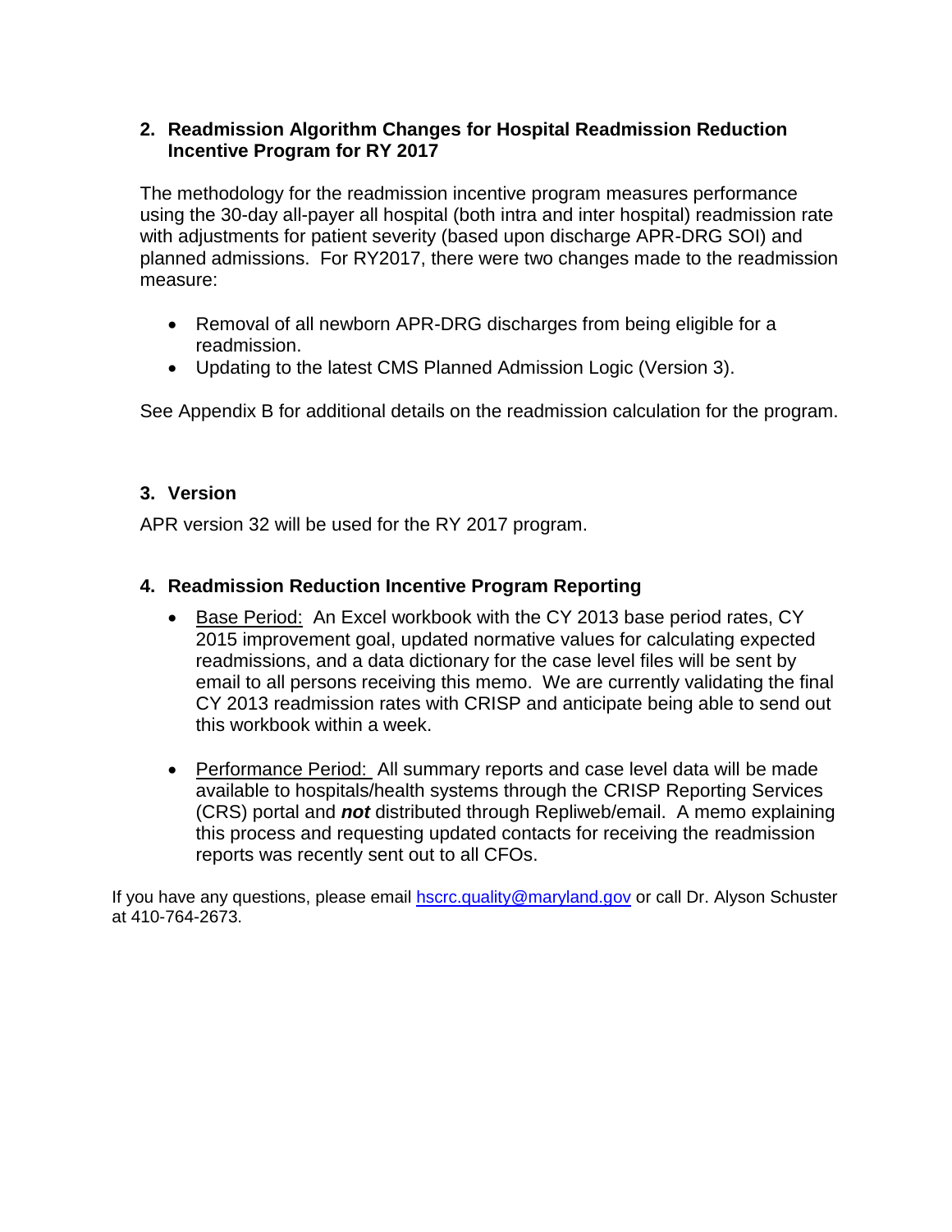## 2. Readmission Algorithm Changes for Hospital Readmission Reduction Incentive Program for RY 2017

The methodology for the readmission incentive program measures performance using the 30-day all-payer all hospital (both intra and inter hospital) readmission rate with adjustments for patient severity (based upon discharge APR-DRG SOI) and planned admissions. For RY2017, there were two changes made to the readmission measure:

- Removal of all newborn APR-DRG discharges from being eligible for a readmission.
- Updating to the latest CMS Planned Admission Logic (Version 3).

See Appendix B for additional details on the readmission calculation for the program.

## 3. Version

APR version 32 will be used for the RY 2017 program.

## 4. Readmission Reduction Incentive Program Reporting

- Base Period: An Excel workbook with the CY 2013 base period rates, CY 2015 improvement goal, updated normative values for calculating expected readmissions, and a data dictionary for the case level files will be sent by email to all persons receiving this memo. We are currently validating the final CY 2013 readmission rates with CRISP and anticipate being able to send out this workbook within a week.

- Performance Period: All summary reports and case level data will be made available to hospitals/health systems through the CRISP Reporting Services (CRS) portal and ***not*** distributed through Repliweb/email. A memo explaining this process and requesting updated contacts for receiving the readmission reports was recently sent out to all CFOs.

If you have any questions, please email hscrc.quality@maryland.gov or call Dr. Alyson Schuster at 410-764-2673.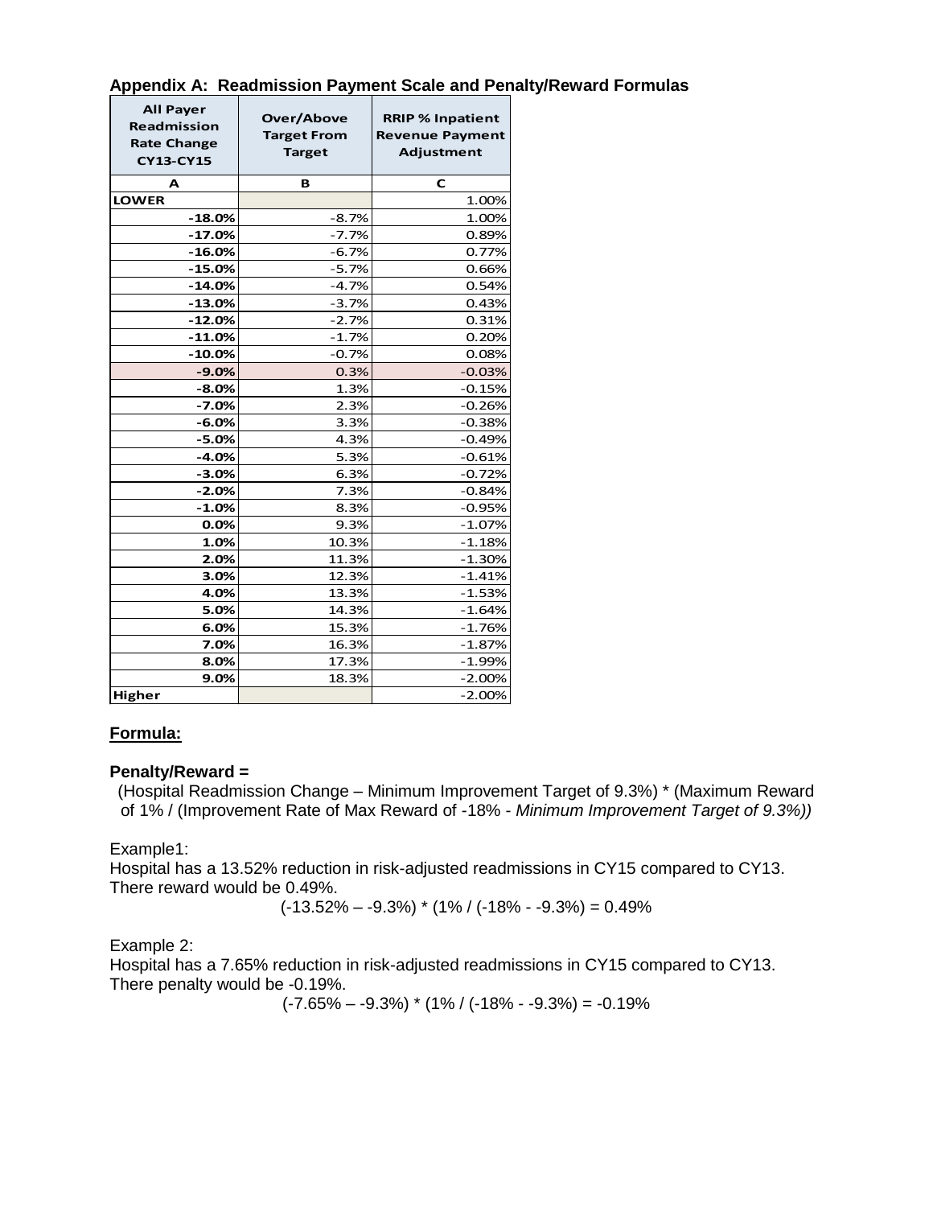## Appendix A: Readmission Payment Scale and Penalty/Reward Formulas

| All Payer Readmission Rate Change CY13-CY15 | Over/Above Target From Target | RRIP % Inpatient Revenue Payment Adjustment |
|---|---|---|
| A | B | C |
| LOWER | | 1.00% |
| -18.0% | -8.7% | 1.00% |
| -17.0% | -7.7% | 0.89% |
| -16.0% | -6.7% | 0.77% |
| -15.0% | -5.7% | 0.66% |
| -14.0% | -4.7% | 0.54% |
| -13.0% | -3.7% | 0.43% |
| -12.0% | -2.7% | 0.31% |
| -11.0% | -1.7% | 0.20% |
| -10.0% | -0.7% | 0.08% |
| -9.0% | 0.3% | -0.03% |
| -8.0% | 1.3% | -0.15% |
| -7.0% | 2.3% | -0.26% |
| -6.0% | 3.3% | -0.38% |
| -5.0% | 4.3% | -0.49% |
| -4.0% | 5.3% | -0.61% |
| -3.0% | 6.3% | -0.72% |
| -2.0% | 7.3% | -0.84% |
| -1.0% | 8.3% | -0.95% |
| 0.0% | 9.3% | -1.07% |
| 1.0% | 10.3% | -1.18% |
| 2.0% | 11.3% | -1.30% |
| 3.0% | 12.3% | -1.41% |
| 4.0% | 13.3% | -1.53% |
| 5.0% | 14.3% | -1.64% |
| 6.0% | 15.3% | -1.76% |
| 7.0% | 16.3% | -1.87% |
| 8.0% | 17.3% | -1.99% |
| 9.0% | 18.3% | -2.00% |
| Higher | | -2.00% |

**Formula:**

**Penalty/Reward =**

(Hospital Readmission Change – Minimum Improvement Target of 9.3%) * (Maximum Reward of 1% / (Improvement Rate of Max Reward of -18% - *Minimum Improvement Target of 9.3%))*

Example1:

Hospital has a 13.52% reduction in risk-adjusted readmissions in CY15 compared to CY13. There reward would be 0.49%.

$$(-13.52\% - -9.3\%) * (1\% / (-18\% - -9.3\%) = 0.49\%$$

Example 2:

Hospital has a 7.65% reduction in risk-adjusted readmissions in CY15 compared to CY13. There penalty would be -0.19%.

$$(-7.65\% - -9.3\%) * (1\% / (-18\% - -9.3\%) = -0.19\%$$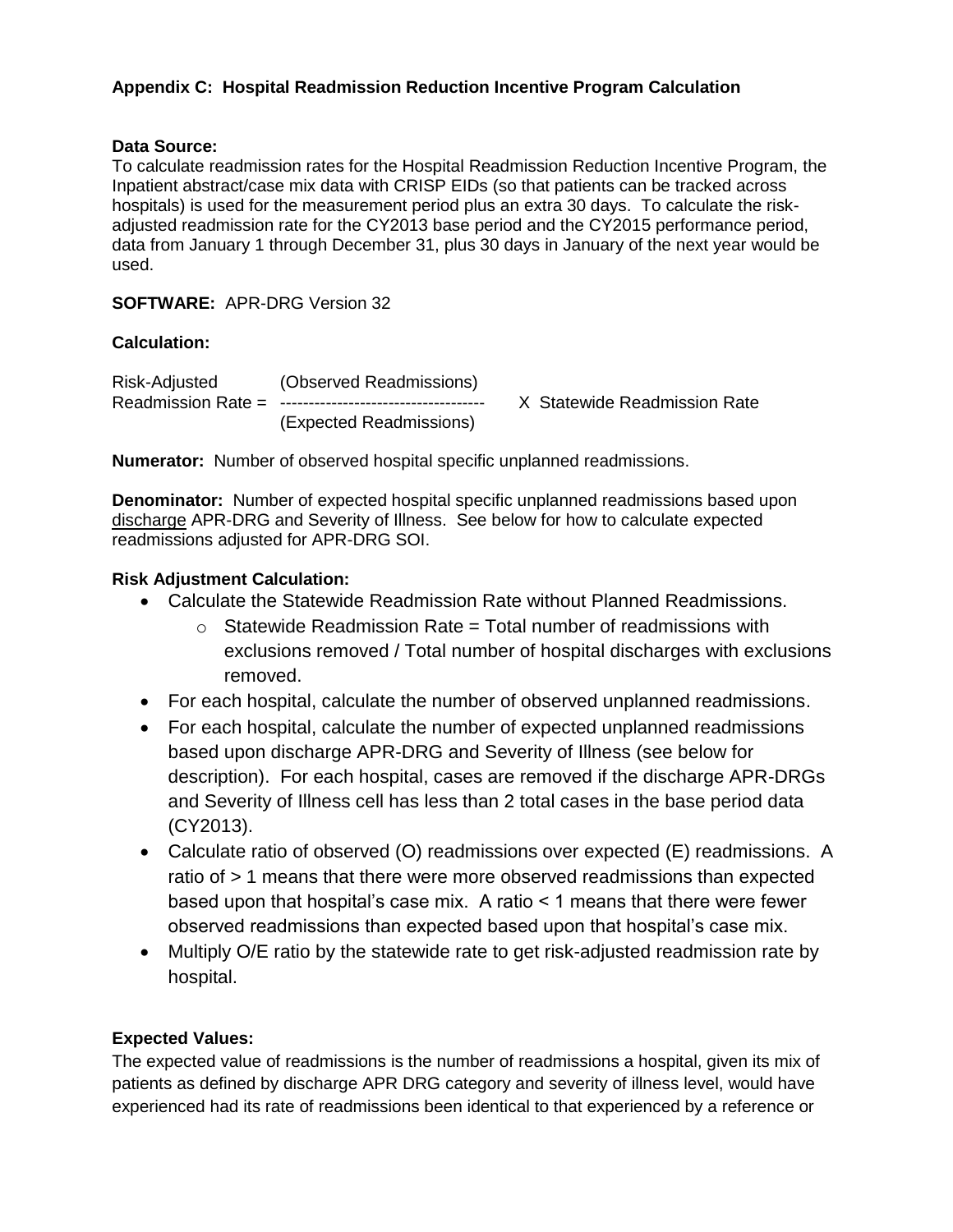**Appendix C: Hospital Readmission Reduction Incentive Program Calculation**

**Data Source:**
To calculate readmission rates for the Hospital Readmission Reduction Incentive Program, the Inpatient abstract/case mix data with CRISP EIDs (so that patients can be tracked across hospitals) is used for the measurement period plus an extra 30 days. To calculate the risk-adjusted readmission rate for the CY2013 base period and the CY2015 performance period, data from January 1 through December 31, plus 30 days in January of the next year would be used.

**SOFTWARE:** APR-DRG Version 32

**Calculation:**

$$\text{Risk-Adjusted Readmission Rate} = \frac{\text{(Observed Readmissions)}}{\text{(Expected Readmissions)}} \times \text{Statewide Readmission Rate}$$

**Numerator:** Number of observed hospital specific unplanned readmissions.

**Denominator:** Number of expected hospital specific unplanned readmissions based upon <u>discharge</u> APR-DRG and Severity of Illness. See below for how to calculate expected readmissions adjusted for APR-DRG SOI.

**Risk Adjustment Calculation:**

- Calculate the Statewide Readmission Rate without Planned Readmissions.
  - Statewide Readmission Rate = Total number of readmissions with exclusions removed / Total number of hospital discharges with exclusions removed.
- For each hospital, calculate the number of observed unplanned readmissions.
- For each hospital, calculate the number of expected unplanned readmissions based upon discharge APR-DRG and Severity of Illness (see below for description). For each hospital, cases are removed if the discharge APR-DRGs and Severity of Illness cell has less than 2 total cases in the base period data (CY2013).
- Calculate ratio of observed (O) readmissions over expected (E) readmissions. A ratio of > 1 means that there were more observed readmissions than expected based upon that hospital's case mix. A ratio < 1 means that there were fewer observed readmissions than expected based upon that hospital's case mix.
- Multiply O/E ratio by the statewide rate to get risk-adjusted readmission rate by hospital.

**Expected Values:**
The expected value of readmissions is the number of readmissions a hospital, given its mix of patients as defined by discharge APR DRG category and severity of illness level, would have experienced had its rate of readmissions been identical to that experienced by a reference or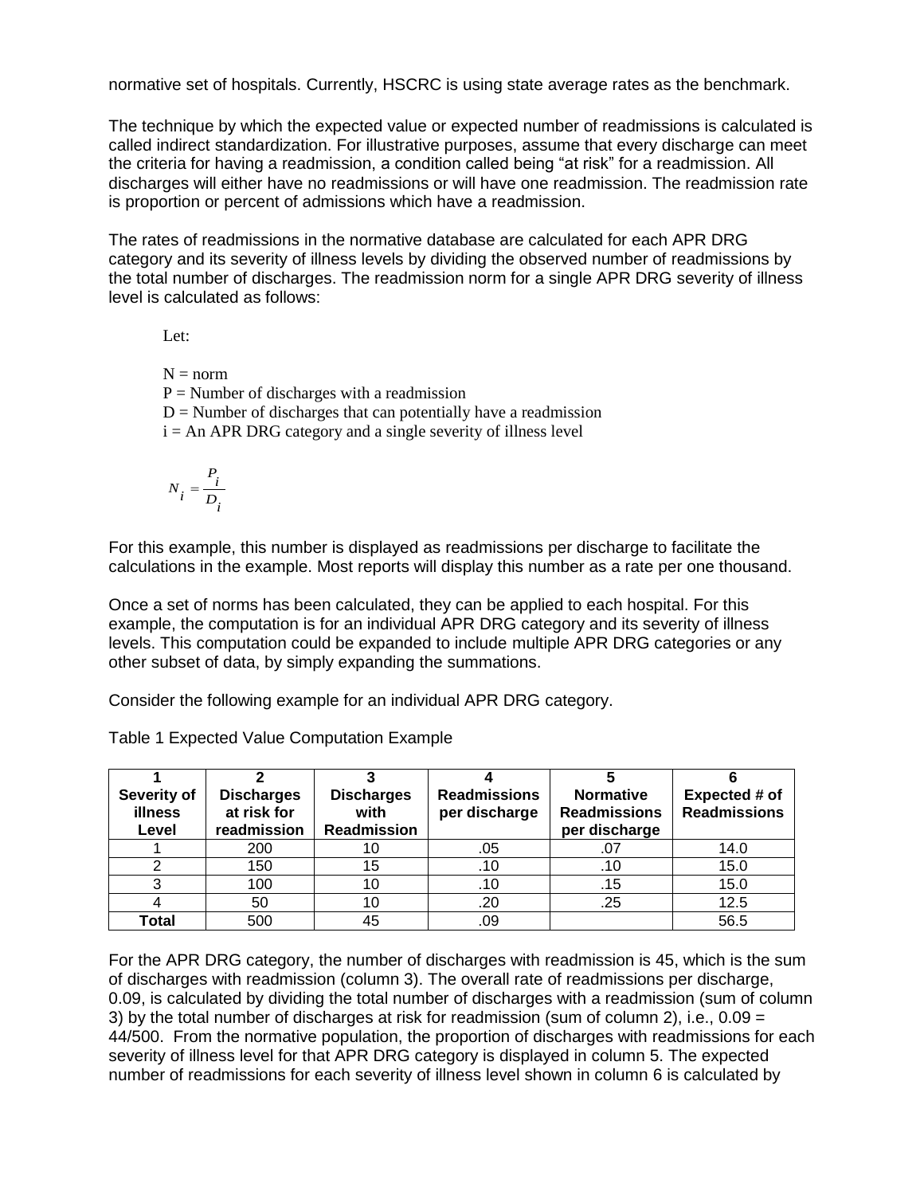normative set of hospitals. Currently, HSCRC is using state average rates as the benchmark.

The technique by which the expected value or expected number of readmissions is calculated is called indirect standardization. For illustrative purposes, assume that every discharge can meet the criteria for having a readmission, a condition called being "at risk" for a readmission. All discharges will either have no readmissions or will have one readmission. The readmission rate is proportion or percent of admissions which have a readmission.

The rates of readmissions in the normative database are calculated for each APR DRG category and its severity of illness levels by dividing the observed number of readmissions by the total number of discharges. The readmission norm for a single APR DRG severity of illness level is calculated as follows:

Let:

N = norm
P = Number of discharges with a readmission
D = Number of discharges that can potentially have a readmission
i = An APR DRG category and a single severity of illness level

$$N_i = \frac{P_i}{D_i}$$

For this example, this number is displayed as readmissions per discharge to facilitate the calculations in the example. Most reports will display this number as a rate per one thousand.

Once a set of norms has been calculated, they can be applied to each hospital. For this example, the computation is for an individual APR DRG category and its severity of illness levels. This computation could be expanded to include multiple APR DRG categories or any other subset of data, by simply expanding the summations.

Consider the following example for an individual APR DRG category.

Table 1 Expected Value Computation Example

| 1<br>Severity of illness Level | 2<br>Discharges at risk for readmission | 3<br>Discharges with Readmission | 4<br>Readmissions per discharge | 5<br>Normative Readmissions per discharge | 6<br>Expected # of Readmissions |
|---|---|---|---|---|---|
| 1 | 200 | 10 | .05 | .07 | 14.0 |
| 2 | 150 | 15 | .10 | .10 | 15.0 |
| 3 | 100 | 10 | .10 | .15 | 15.0 |
| 4 | 50 | 10 | .20 | .25 | 12.5 |
| **Total** | 500 | 45 | .09 | | 56.5 |

For the APR DRG category, the number of discharges with readmission is 45, which is the sum of discharges with readmission (column 3). The overall rate of readmissions per discharge, 0.09, is calculated by dividing the total number of discharges with a readmission (sum of column 3) by the total number of discharges at risk for readmission (sum of column 2), i.e., 0.09 = 44/500. From the normative population, the proportion of discharges with readmissions for each severity of illness level for that APR DRG category is displayed in column 5. The expected number of readmissions for each severity of illness level shown in column 6 is calculated by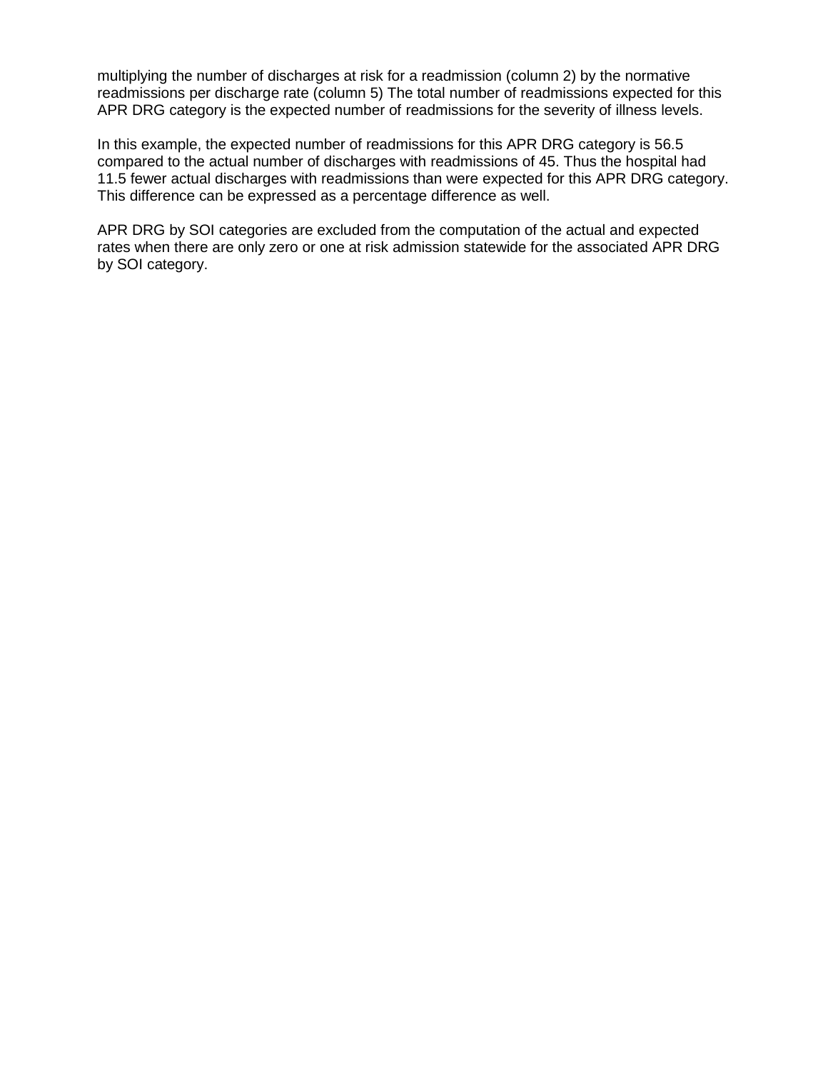multiplying the number of discharges at risk for a readmission (column 2) by the normative readmissions per discharge rate (column 5) The total number of readmissions expected for this APR DRG category is the expected number of readmissions for the severity of illness levels.

In this example, the expected number of readmissions for this APR DRG category is 56.5 compared to the actual number of discharges with readmissions of 45. Thus the hospital had 11.5 fewer actual discharges with readmissions than were expected for this APR DRG category. This difference can be expressed as a percentage difference as well.

APR DRG by SOI categories are excluded from the computation of the actual and expected rates when there are only zero or one at risk admission statewide for the associated APR DRG by SOI category.